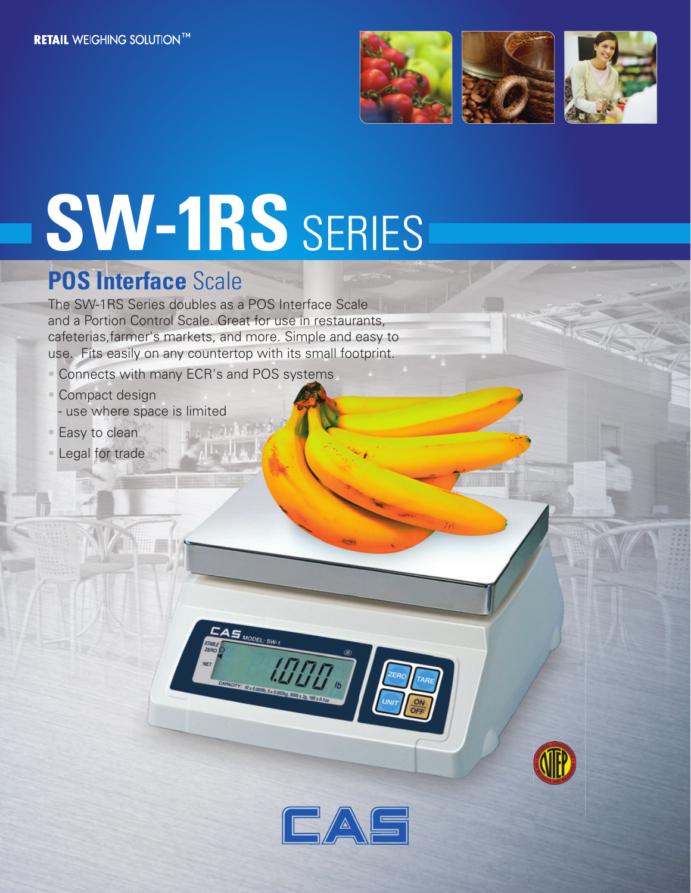RETAIL WEIGHING SOLUTION™

# SW-1RS SERIES

## POS Interface Scale

The SW-1RS Series doubles as a POS Interface Scale and a Portion Control Scale. Great for use in restaurants, cafeterias,farmer's markets, and more. Simple and easy to use. Fits easily on any countertop with its small footprint.

- Connects with many ECR's and POS systems
- Compact design
  - use where space is limited
- Easy to clean
- Legal for trade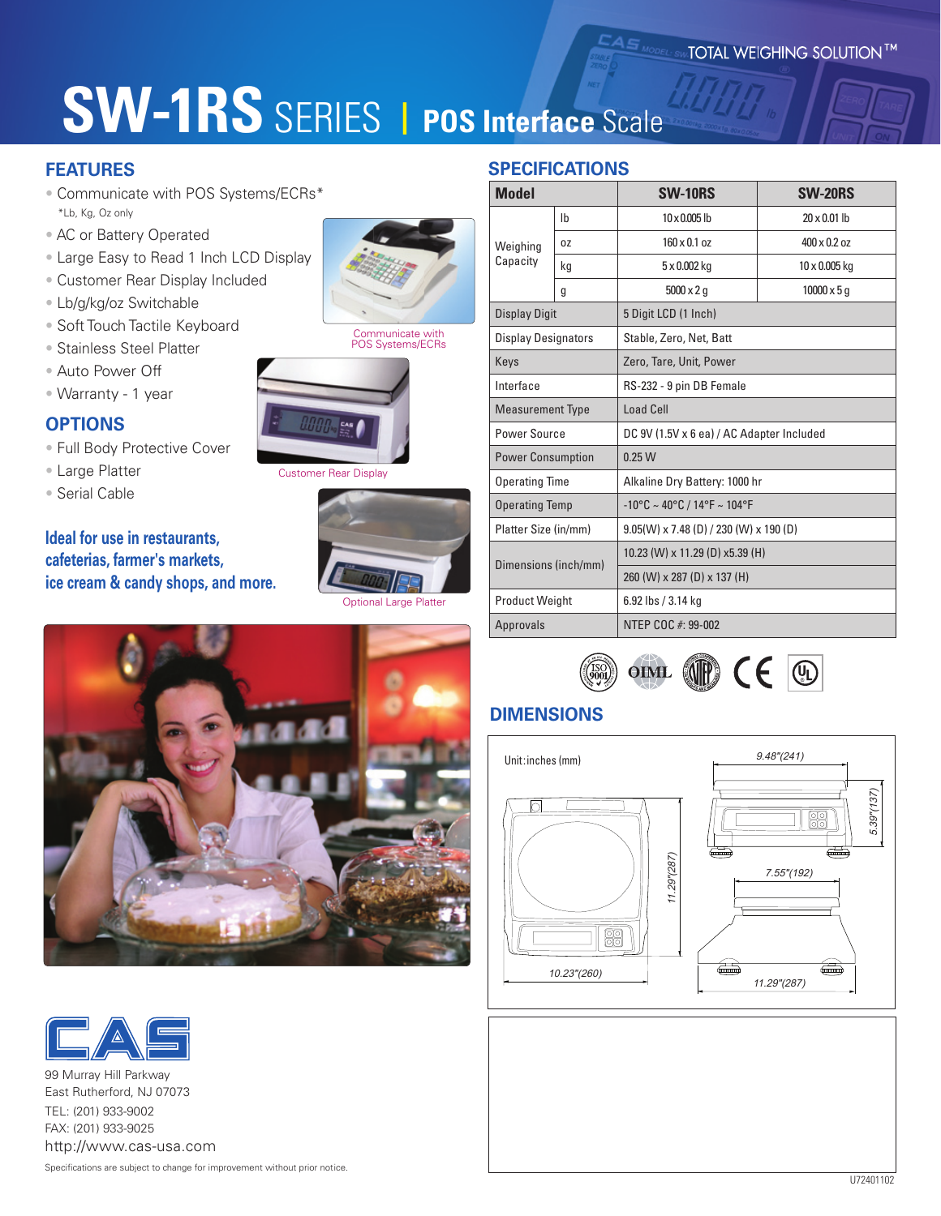# SW-1RS SERIES | POS Interface Scale

TOTAL WEIGHING SOLUTION™

## FEATURES

- Communicate with POS Systems/ECRs*
  *Lb, Kg, Oz only
- AC or Battery Operated
- Large Easy to Read 1 Inch LCD Display
- Customer Rear Display Included
- Lb/g/kg/oz Switchable
- Soft Touch Tactile Keyboard
- Stainless Steel Platter
- Auto Power Off
- Warranty - 1 year

Communicate with POS Systems/ECRs

Customer Rear Display

## OPTIONS

- Full Body Protective Cover
- Large Platter
- Serial Cable

Optional Large Platter

**Ideal for use in restaurants, cafeterias, farmer's markets, ice cream & candy shops, and more.**

## SPECIFICATIONS

| Model | | SW-10RS | SW-20RS |
|---|---|---|---|
| Weighing Capacity | lb | 10 x 0.005 lb | 20 x 0.01 lb |
| | oz | 160 x 0.1 oz | 400 x 0.2 oz |
| | kg | 5 x 0.002 kg | 10 x 0.005 kg |
| | g | 5000 x 2 g | 10000 x 5 g |
| Display Digit | | 5 Digit LCD (1 Inch) | |
| Display Designators | | Stable, Zero, Net, Batt | |
| Keys | | Zero, Tare, Unit, Power | |
| Interface | | RS-232 - 9 pin DB Female | |
| Measurement Type | | Load Cell | |
| Power Source | | DC 9V (1.5V x 6 ea) / AC Adapter Included | |
| Power Consumption | | 0.25 W | |
| Operating Time | | Alkaline Dry Battery: 1000 hr | |
| Operating Temp | | -10°C ~ 40°C / 14°F ~ 104°F | |
| Platter Size (in/mm) | | 9.05(W) x 7.48 (D) / 230 (W) x 190 (D) | |
| Dimensions (inch/mm) | | 10.23 (W) x 11.29 (D) x5.39 (H) | |
| | | 260 (W) x 287 (D) x 137 (H) | |
| Product Weight | | 6.92 lbs / 3.14 kg | |
| Approvals | | NTEP COC #: 99-002 | |

## DIMENSIONS

Unit: inches (mm)

9.48"(241)

5.39"(137)

11.29"(287)

7.55"(192)

10.23"(260)

11.29"(287)

99 Murray Hill Parkway
East Rutherford, NJ 07073
TEL: (201) 933-9002
FAX: (201) 933-9025
http://www.cas-usa.com

Specifications are subject to change for improvement without prior notice.

U72401102